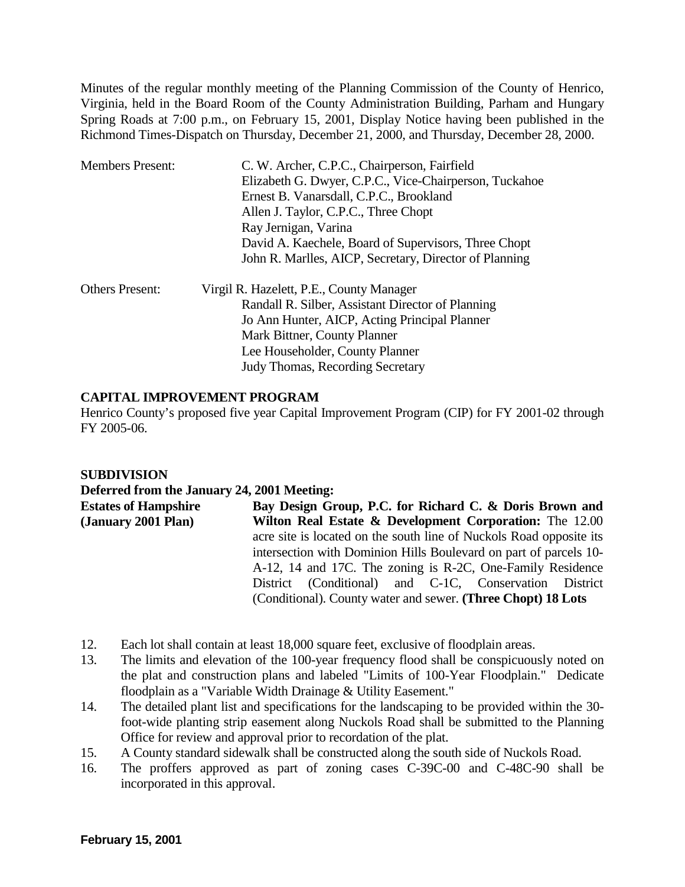Minutes of the regular monthly meeting of the Planning Commission of the County of Henrico, Virginia, held in the Board Room of the County Administration Building, Parham and Hungary Spring Roads at 7:00 p.m., on February 15, 2001, Display Notice having been published in the Richmond Times-Dispatch on Thursday, December 21, 2000, and Thursday, December 28, 2000.

Members Present: C. W. Archer, C.P.C., Chairperson, Fairfield
Elizabeth G. Dwyer, C.P.C., Vice-Chairperson, Tuckahoe
Ernest B. Vanarsdall, C.P.C., Brookland
Allen J. Taylor, C.P.C., Three Chopt
Ray Jernigan, Varina
David A. Kaechele, Board of Supervisors, Three Chopt
John R. Marlles, AICP, Secretary, Director of Planning

Others Present: Virgil R. Hazelett, P.E., County Manager
Randall R. Silber, Assistant Director of Planning
Jo Ann Hunter, AICP, Acting Principal Planner
Mark Bittner, County Planner
Lee Householder, County Planner
Judy Thomas, Recording Secretary

**CAPITAL IMPROVEMENT PROGRAM**
Henrico County's proposed five year Capital Improvement Program (CIP) for FY 2001-02 through FY 2005-06.

**SUBDIVISION**
**Deferred from the January 24, 2001 Meeting:**

**Estates of Hampshire (January 2001 Plan)**

**Bay Design Group, P.C. for Richard C. & Doris Brown and Wilton Real Estate & Development Corporation:** The 12.00 acre site is located on the south line of Nuckols Road opposite its intersection with Dominion Hills Boulevard on part of parcels 10-A-12, 14 and 17C. The zoning is R-2C, One-Family Residence District (Conditional) and C-1C, Conservation District (Conditional). County water and sewer. **(Three Chopt) 18 Lots**

12. Each lot shall contain at least 18,000 square feet, exclusive of floodplain areas.
13. The limits and elevation of the 100-year frequency flood shall be conspicuously noted on the plat and construction plans and labeled "Limits of 100-Year Floodplain." Dedicate floodplain as a "Variable Width Drainage & Utility Easement."
14. The detailed plant list and specifications for the landscaping to be provided within the 30-foot-wide planting strip easement along Nuckols Road shall be submitted to the Planning Office for review and approval prior to recordation of the plat.
15. A County standard sidewalk shall be constructed along the south side of Nuckols Road.
16. The proffers approved as part of zoning cases C-39C-00 and C-48C-90 shall be incorporated in this approval.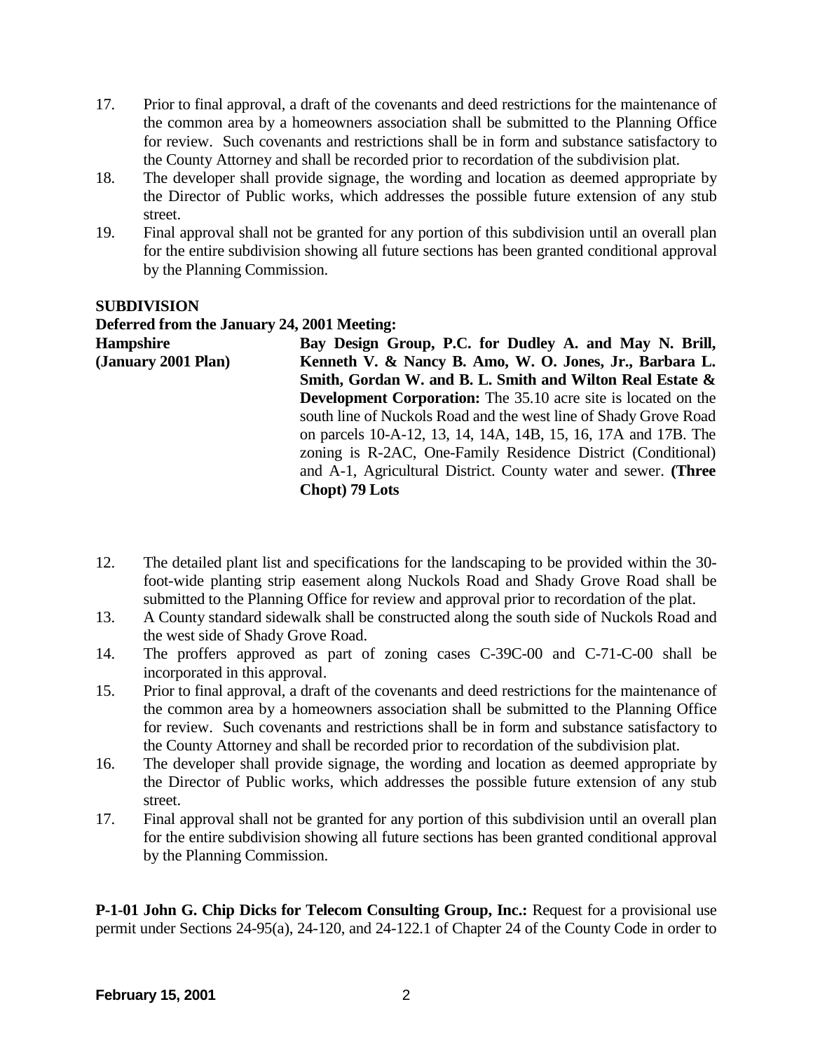17. Prior to final approval, a draft of the covenants and deed restrictions for the maintenance of the common area by a homeowners association shall be submitted to the Planning Office for review. Such covenants and restrictions shall be in form and substance satisfactory to the County Attorney and shall recorded prior to recordation of the subdivision plat.
18. The developer shall provide signage, the wording and location as deemed appropriate by the Director of Public works, which addresses the possible future extension of any stub street.
19. Final approval shall not be granted for any portion of this subdivision until an overall plan for the entire subdivision showing all future sections has been granted conditional approval by the Planning Commission.

**SUBDIVISION**

**Deferred from the January 24, 2001 Meeting:**

**Hampshire (January 2001 Plan)**

**Bay Design Group, P.C. for Dudley A. and May N. Brill, Kenneth V. & Nancy B. Amo, W. O. Jones, Jr., Barbara L. Smith, Gordan W. and B. L. Smith and Wilton Real Estate & Development Corporation:** The 35.10 acre site is located on the south line of Nuckols Road and the west line of Shady Grove Road on parcels 10-A-12, 13, 14, 14A, 14B, 15, 16, 17A and 17B. The zoning is R-2AC, One-Family Residence District (Conditional) and A-1, Agricultural District. County water and sewer. **(Three Chopt) 79 Lots**

12. The detailed plant list and specifications for the landscaping to be provided within the 30-foot-wide planting strip easement along Nuckols Road and Shady Grove Road shall be submitted to the Planning Office for review and approval prior to recordation of the plat.
13. A County standard sidewalk shall be constructed along the south side of Nuckols Road and the west side of Shady Grove Road.
14. The proffers approved as part of zoning cases C-39C-00 and C-71-C-00 shall be incorporated in this approval.
15. Prior to final approval, a draft of the covenants and deed restrictions for the maintenance of the common area by a homeowners association shall be submitted to the Planning Office for review. Such covenants and restrictions shall be in form and substance satisfactory to the County Attorney and shall be recorded prior to recordation of the subdivision plat.
16. The developer shall provide signage, the wording and location as deemed appropriate by the Director of Public works, which addresses the possible future extension of any stub street.
17. Final approval shall not be granted for any portion of this subdivision until an overall plan for the entire subdivision showing all future sections has been granted conditional approval by the Planning Commission.

**P-1-01 John G. Chip Dicks for Telecom Consulting Group, Inc.:** Request for a provisional use permit under Sections 24-95(a), 24-120, and 24-122.1 of Chapter 24 of the County Code in order to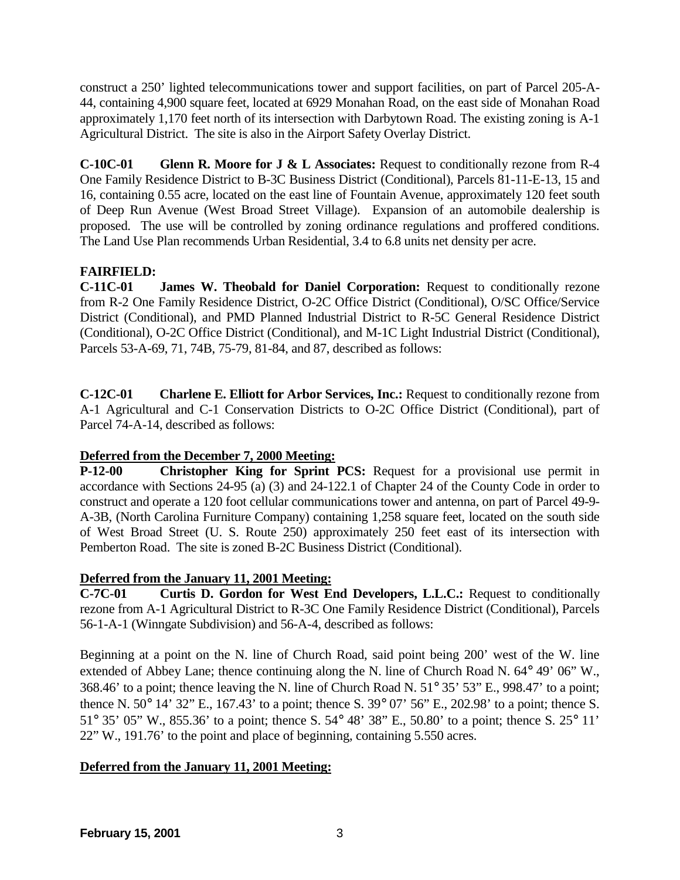construct a 250' lighted telecommunications tower and support facilities, on part of Parcel 205-A-44, containing 4,900 square feet, located at 6929 Monahan Road, on the east side of Monahan Road approximately 1,170 feet north of its intersection with Darbytown Road. The existing zoning is A-1 Agricultural District. The site is also in the Airport Safety Overlay District.

**C-10C-01 Glenn R. Moore for J & L Associates:** Request to conditionally rezone from R-4 One Family Residence District to B-3C Business District (Conditional), Parcels 81-11-E-13, 15 and 16, containing 0.55 acre, located on the east line of Fountain Avenue, approximately 120 feet south of Deep Run Avenue (West Broad Street Village). Expansion of an automobile dealership is proposed. The use will be controlled by zoning ordinance regulations and proffered conditions. The Land Use Plan recommends Urban Residential, 3.4 to 6.8 units net density per acre.

**FAIRFIELD:**

**C-11C-01 James W. Theobald for Daniel Corporation:** Request to conditionally rezone from R-2 One Family Residence District, O-2C Office District (Conditional), O/SC Office/Service District (Conditional), and PMD Planned Industrial District to R-5C General Residence District (Conditional), O-2C Office District (Conditional), and M-1C Light Industrial District (Conditional), Parcels 53-A-69, 71, 74B, 75-79, 81-84, and 87, described as follows:

**C-12C-01 Charlene E. Elliott for Arbor Services, Inc.:** Request to conditionally rezone from A-1 Agricultural and C-1 Conservation Districts to O-2C Office District (Conditional), part of Parcel 74-A-14, described as follows:

**Deferred from the December 7, 2000 Meeting:**

**P-12-00 Christopher King for Sprint PCS:** Request for a provisional use permit in accordance with Sections 24-95 (a) (3) and 24-122.1 of Chapter 24 of the County Code in order to construct and operate a 120 foot cellular communications tower and antenna, on part of Parcel 49-9-A-3B, (North Carolina Furniture Company) containing 1,258 square feet, located on the south side of West Broad Street (U. S. Route 250) approximately 250 feet east of its intersection with Pemberton Road. The site is zoned B-2C Business District (Conditional).

**Deferred from the January 11, 2001 Meeting:**

**C-7C-01 Curtis D. Gordon for West End Developers, L.L.C.:** Request to conditionally rezone from A-1 Agricultural District to R-3C One Family Residence District (Conditional), Parcels 56-1-A-1 (Winngate Subdivision) and 56-A-4, described as follows:

Beginning at a point on the N. line of Church Road, said point being 200' west of the W. line extended of Abbey Lane; thence continuing along the N. line of Church Road N. 64° 49' 06" W., 368.46' to a point; thence leaving the N. line of Church Road N. 51° 35' 53" E., 998.47' to a point; thence N. 50° 14' 32" E., 167.43' to a point; thence S. 39° 07' 56" E., 202.98' to a point; thence S. 51° 35' 05" W., 855.36' to a point; thence S. 54° 48' 38" E., 50.80' to a point; thence S. 25° 11' 22" W., 191.76' to the point and place of beginning, containing 5.550 acres.

**Deferred from the January 11, 2001 Meeting:**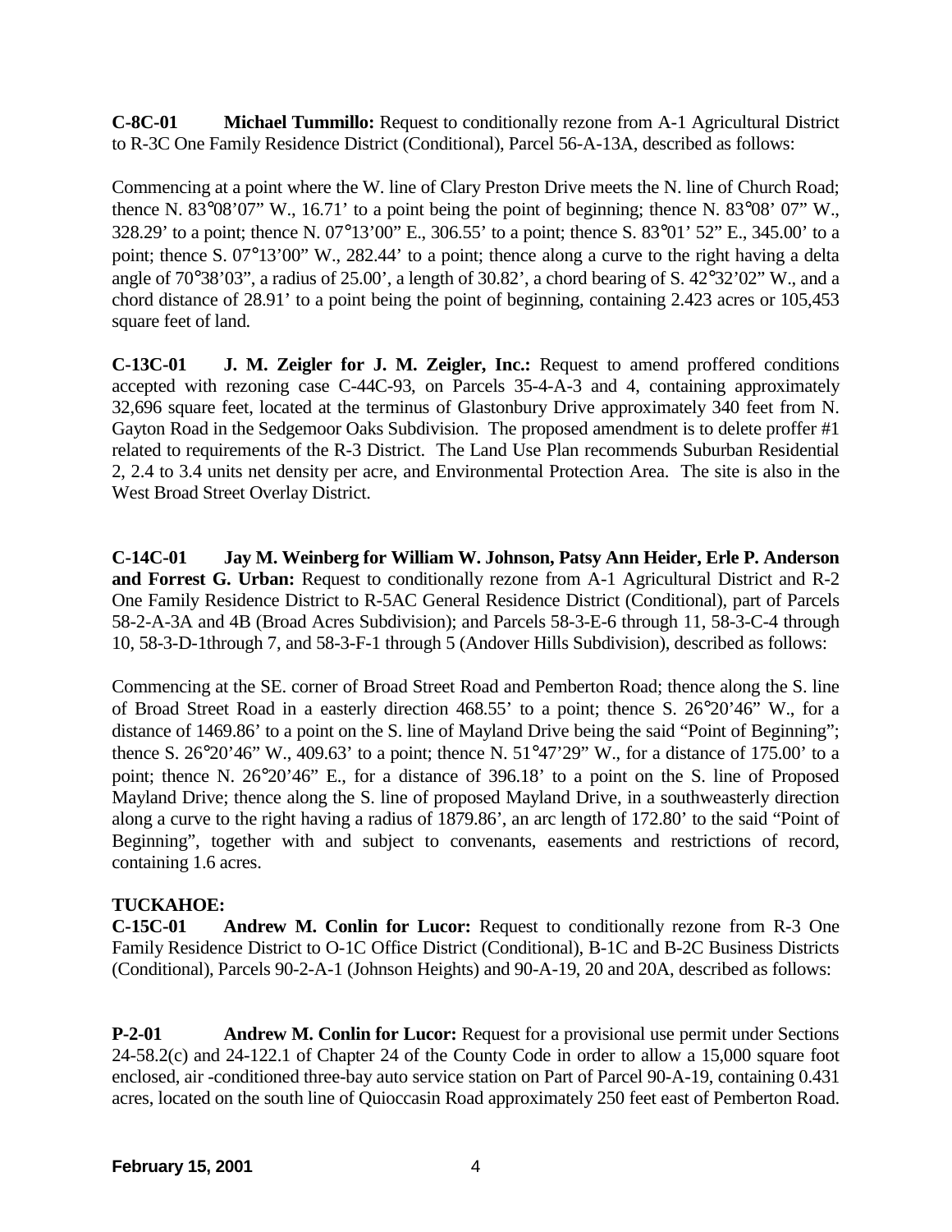**C-8C-01 Michael Tummillo:** Request to conditionally rezone from A-1 Agricultural District to R-3C One Family Residence District (Conditional), Parcel 56-A-13A, described as follows:

Commencing at a point where the W. line of Clary Preston Drive meets the N. line of Church Road; thence N. 83°08'07" W., 16.71' to a point being the point of beginning; thence N. 83°08' 07" W., 328.29' to a point; thence N. 07°13'00" E., 306.55' to a point; thence S. 83°01' 52" E., 345.00' to a point; thence S. 07°13'00" W., 282.44' to a point; thence along a curve to the right having a delta angle of 70°38'03", a radius of 25.00', a length of 30.82', a chord bearing of S. 42°32'02" W., and a chord distance of 28.91' to a point being the point of beginning, containing 2.423 acres or 105,453 square feet of land.

**C-13C-01 J. M. Zeigler for J. M. Zeigler, Inc.:** Request to amend proffered conditions accepted with rezoning case C-44C-93, on Parcels 35-4-A-3 and 4, containing approximately 32,696 square feet, located at the terminus of Glastonbury Drive approximately 340 feet from N. Gayton Road in the Sedgemoor Oaks Subdivision. The proposed amendment is to delete proffer #1 related to requirements of the R-3 District. The Land Use Plan recommends Suburban Residential 2, 2.4 to 3.4 units net density per acre, and Environmental Protection Area. The site is also in the West Broad Street Overlay District.

**C-14C-01 Jay M. Weinberg for William W. Johnson, Patsy Ann Heider, Erle P. Anderson and Forrest G. Urban:** Request to conditionally rezone from A-1 Agricultural District and R-2 One Family Residence District to R-5AC General Residence District (Conditional), part of Parcels 58-2-A-3A and 4B (Broad Acres Subdivision); and Parcels 58-3-E-6 through 11, 58-3-C-4 through 10, 58-3-D-1through 7, and 58-3-F-1 through 5 (Andover Hills Subdivision), described as follows:

Commencing at the SE. corner of Broad Street Road and Pemberton Road; thence along the S. line of Broad Street Road in a easterly direction 468.55' to a point; thence S. 26°20'46" W., for a distance of 1469.86' to a point on the S. line of Mayland Drive being the said "Point of Beginning"; thence S. 26°20'46" W., 409.63' to a point; thence N. 51°47'29" W., for a distance of 175.00' to a point; thence N. 26°20'46" E., for a distance of 396.18' to a point on the S. line of Proposed Mayland Drive; thence along the S. line of proposed Mayland Drive, in a southweasterly direction along a curve to the right having a radius of 1879.86', an arc length of 172.80' to the said "Point of Beginning", together with and subject to convenants, easements and restrictions of record, containing 1.6 acres.

**TUCKAHOE:**

**C-15C-01 Andrew M. Conlin for Lucor:** Request to conditionally rezone from R-3 One Family Residence District to O-1C Office District (Conditional), B-1C and B-2C Business Districts (Conditional), Parcels 90-2-A-1 (Johnson Heights) and 90-A-19, 20 and 20A, described as follows:

**P-2-01 Andrew M. Conlin for Lucor:** Request for a provisional use permit under Sections 24-58.2(c) and 24-122.1 of Chapter 24 of the County Code in order to allow a 15,000 square foot enclosed, air -conditioned three-bay auto service station on Part of Parcel 90-A-19, containing 0.431 acres, located on the south line of Quioccasin Road approximately 250 feet east of Pemberton Road.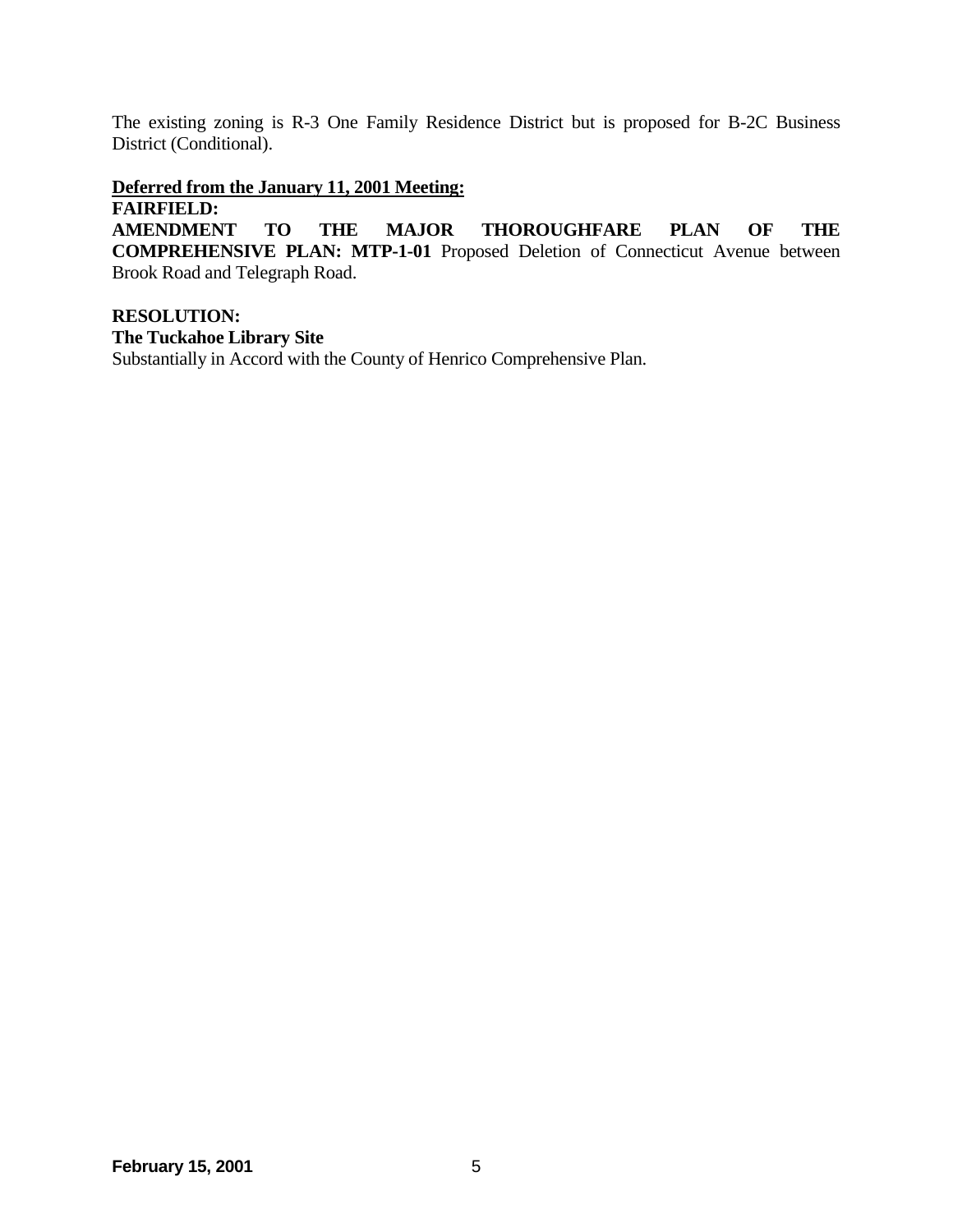The existing zoning is R-3 One Family Residence District but is proposed for B-2C Business District (Conditional).

**Deferred from the January 11, 2001 Meeting:**

**FAIRFIELD:**

**AMENDMENT TO THE MAJOR THOROUGHFARE PLAN OF THE COMPREHENSIVE PLAN: MTP-1-01** Proposed Deletion of Connecticut Avenue between Brook Road and Telegraph Road.

**RESOLUTION:**

**The Tuckahoe Library Site**

Substantially in Accord with the County of Henrico Comprehensive Plan.